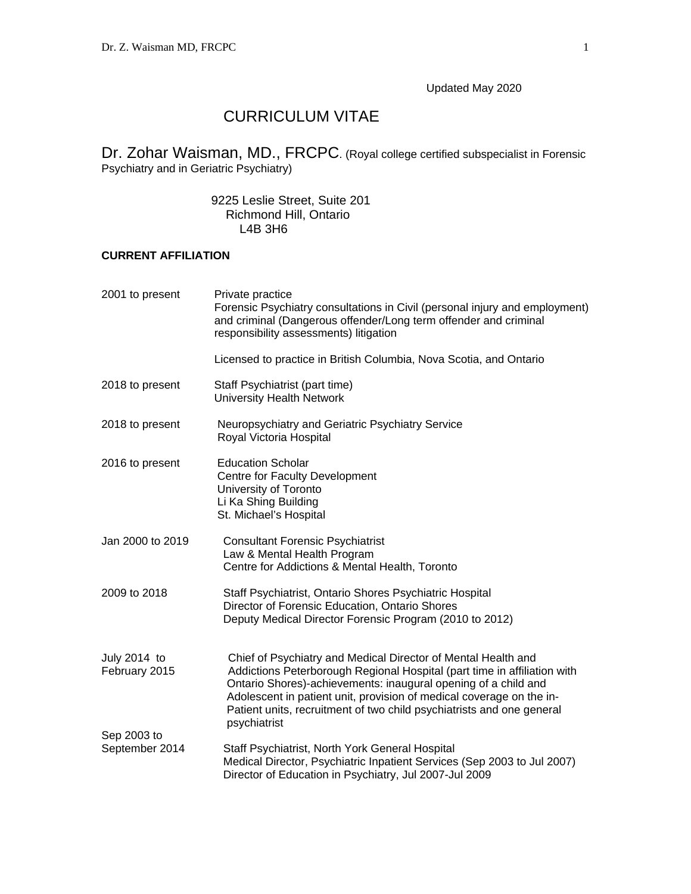Updated May 2020

# CURRICULUM VITAE

**Dr. Zohar Waisman, MD., FRCPC**. (Royal college certified subspecialist in Forensic Psychiatry and in Geriatric Psychiatry)

9225 Leslie Street, Suite 201
Richmond Hill, Ontario
L4B 3H6

## CURRENT AFFILIATION

| | |
|---|---|
| 2001 to present | Private practice<br>Forensic Psychiatry consultations in Civil (personal injury and employment) and criminal (Dangerous offender/Long term offender and criminal responsibility assessments) litigation<br><br>Licensed to practice in British Columbia, Nova Scotia, and Ontario |
| 2018 to present | Staff Psychiatrist (part time)<br>University Health Network |
| 2018 to present | Neuropsychiatry and Geriatric Psychiatry Service<br>Royal Victoria Hospital |
| 2016 to present | Education Scholar<br>Centre for Faculty Development<br>University of Toronto<br>Li Ka Shing Building<br>St. Michael's Hospital |
| Jan 2000 to 2019 | Consultant Forensic Psychiatrist<br>Law & Mental Health Program<br>Centre for Addictions & Mental Health, Toronto |
| 2009 to 2018 | Staff Psychiatrist, Ontario Shores Psychiatric Hospital<br>Director of Forensic Education, Ontario Shores<br>Deputy Medical Director Forensic Program (2010 to 2012) |
| July 2014 to February 2015 | Chief of Psychiatry and Medical Director of Mental Health and Addictions Peterborough Regional Hospital (part time in affiliation with Ontario Shores)-achievements: inaugural opening of a child and Adolescent in patient unit, provision of medical coverage on the in-Patient units, recruitment of two child psychiatrists and one general psychiatrist |
| Sep 2003 to September 2014 | Staff Psychiatrist, North York General Hospital<br>Medical Director, Psychiatric Inpatient Services (Sep 2003 to Jul 2007)<br>Director of Education in Psychiatry, Jul 2007-Jul 2009 |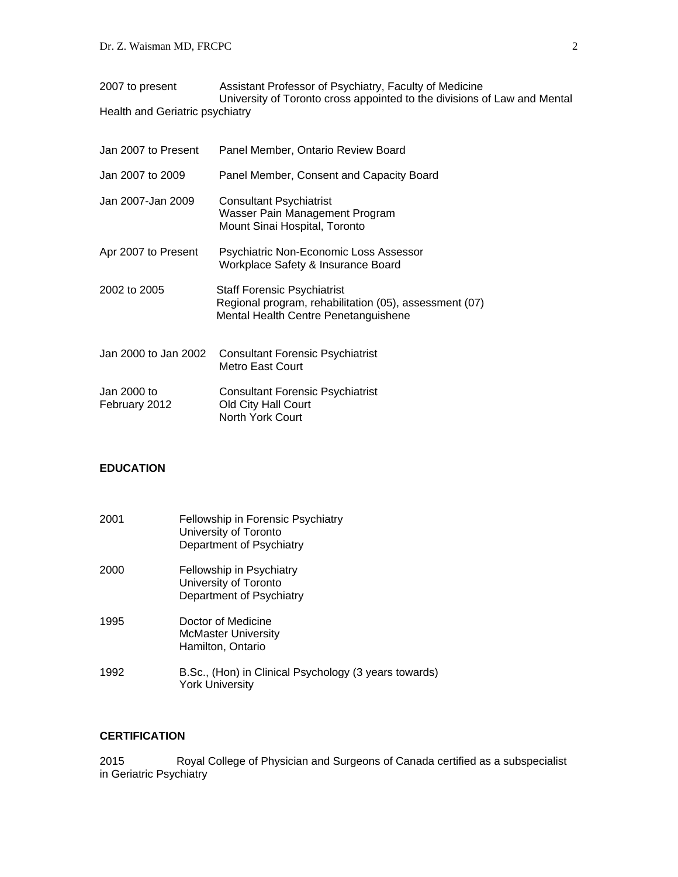2007 to present — Assistant Professor of Psychiatry, Faculty of Medicine University of Toronto cross appointed to the divisions of Law and Mental Health and Geriatric psychiatry

Jan 2007 to Present — Panel Member, Ontario Review Board

Jan 2007 to 2009 — Panel Member, Consent and Capacity Board

Jan 2007-Jan 2009 — Consultant Psychiatrist
Wasser Pain Management Program
Mount Sinai Hospital, Toronto

Apr 2007 to Present — Psychiatric Non-Economic Loss Assessor
Workplace Safety & Insurance Board

2002 to 2005 — Staff Forensic Psychiatrist
Regional program, rehabilitation (05), assessment (07)
Mental Health Centre Penetanguishene

Jan 2000 to Jan 2002 — Consultant Forensic Psychiatrist
Metro East Court

Jan 2000 to February 2012 — Consultant Forensic Psychiatrist
Old City Hall Court
North York Court

**EDUCATION**

2001 — Fellowship in Forensic Psychiatry
University of Toronto
Department of Psychiatry

2000 — Fellowship in Psychiatry
University of Toronto
Department of Psychiatry

1995 — Doctor of Medicine
McMaster University
Hamilton, Ontario

1992 — B.Sc., (Hon) in Clinical Psychology (3 years towards)
York University

**CERTIFICATION**

2015 — Royal College of Physician and Surgeons of Canada certified as a subspecialist in Geriatric Psychiatry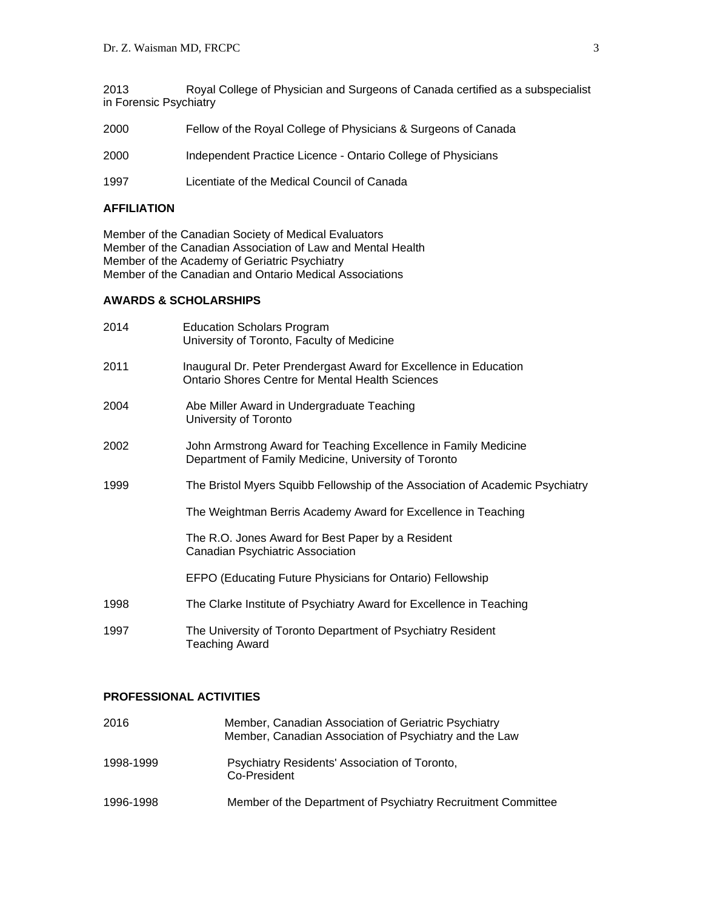2013 Royal College of Physician and Surgeons of Canada certified as a subspecialist in Forensic Psychiatry

2000 Fellow of the Royal College of Physicians & Surgeons of Canada

2000 Independent Practice Licence - Ontario College of Physicians

1997 Licentiate of the Medical Council of Canada

**AFFILIATION**

Member of the Canadian Society of Medical Evaluators
Member of the Canadian Association of Law and Mental Health
Member of the Academy of Geriatric Psychiatry
Member of the Canadian and Ontario Medical Associations

**AWARDS & SCHOLARSHIPS**

2014 Education Scholars Program
University of Toronto, Faculty of Medicine

2011 Inaugural Dr. Peter Prendergast Award for Excellence in Education
Ontario Shores Centre for Mental Health Sciences

2004 Abe Miller Award in Undergraduate Teaching
University of Toronto

2002 John Armstrong Award for Teaching Excellence in Family Medicine
Department of Family Medicine, University of Toronto

1999 The Bristol Myers Squibb Fellowship of the Association of Academic Psychiatry

The Weightman Berris Academy Award for Excellence in Teaching

The R.O. Jones Award for Best Paper by a Resident
Canadian Psychiatric Association

EFPO (Educating Future Physicians for Ontario) Fellowship

1998 The Clarke Institute of Psychiatry Award for Excellence in Teaching

1997 The University of Toronto Department of Psychiatry Resident Teaching Award

**PROFESSIONAL ACTIVITIES**

2016 Member, Canadian Association of Geriatric Psychiatry
Member, Canadian Association of Psychiatry and the Law

1998-1999 Psychiatry Residents' Association of Toronto, Co-President

1996-1998 Member of the Department of Psychiatry Recruitment Committee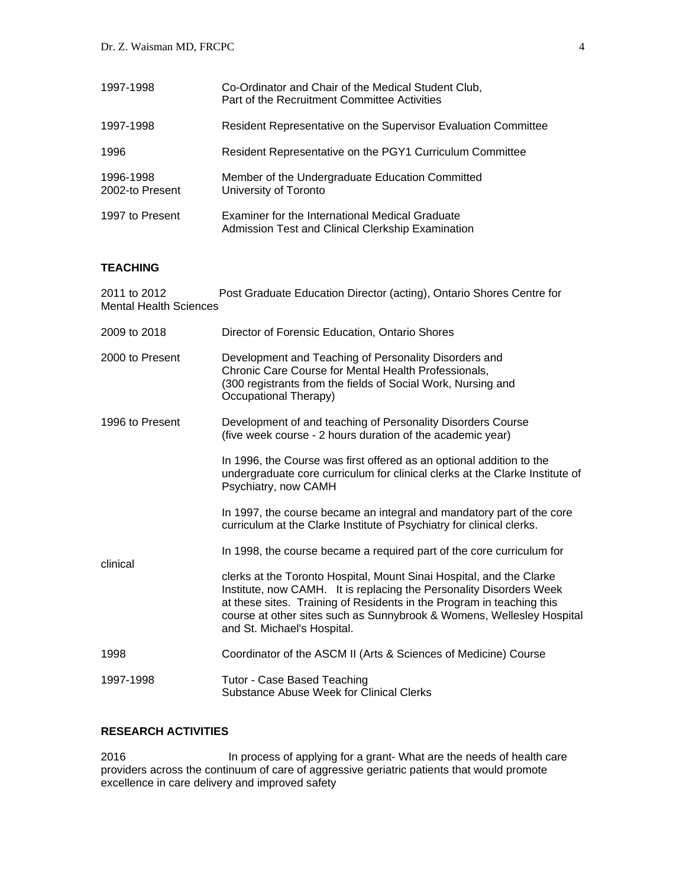| | |
|---|---|
| 1997-1998 | Co-Ordinator and Chair of the Medical Student Club, Part of the Recruitment Committee Activities |
| 1997-1998 | Resident Representative on the Supervisor Evaluation Committee |
| 1996 | Resident Representative on the PGY1 Curriculum Committee |
| 1996-1998<br>2002-to Present | Member of the Undergraduate Education Committed University of Toronto |
| 1997 to Present | Examiner for the International Medical Graduate Admission Test and Clinical Clerkship Examination |

**TEACHING**

2011 to 2012 Post Graduate Education Director (acting), Ontario Shores Centre for Mental Health Sciences

| | |
|---|---|
| 2009 to 2018 | Director of Forensic Education, Ontario Shores |
| 2000 to Present | Development and Teaching of Personality Disorders and Chronic Care Course for Mental Health Professionals, (300 registrants from the fields of Social Work, Nursing and Occupational Therapy) |
| 1996 to Present | Development of and teaching of Personality Disorders Course (five week course - 2 hours duration of the academic year)<br><br>In 1996, the Course was first offered as an optional addition to the undergraduate core curriculum for clinical clerks at the Clarke Institute of Psychiatry, now CAMH<br><br>In 1997, the course became an integral and mandatory part of the core curriculum at the Clarke Institute of Psychiatry for clinical clerks.<br><br>In 1998, the course became a required part of the core curriculum for clinical clerks at the Toronto Hospital, Mount Sinai Hospital, and the Clarke Institute, now CAMH. It is replacing the Personality Disorders Week at these sites. Training of Residents in the Program in teaching this course at other sites such as Sunnybrook & Womens, Wellesley Hospital and St. Michael's Hospital. |
| 1998 | Coordinator of the ASCM II (Arts & Sciences of Medicine) Course |
| 1997-1998 | Tutor - Case Based Teaching<br>Substance Abuse Week for Clinical Clerks |

**RESEARCH ACTIVITIES**

2016 In process of applying for a grant- What are the needs of health care providers across the continuum of care of aggressive geriatric patients that would promote excellence in care delivery and improved safety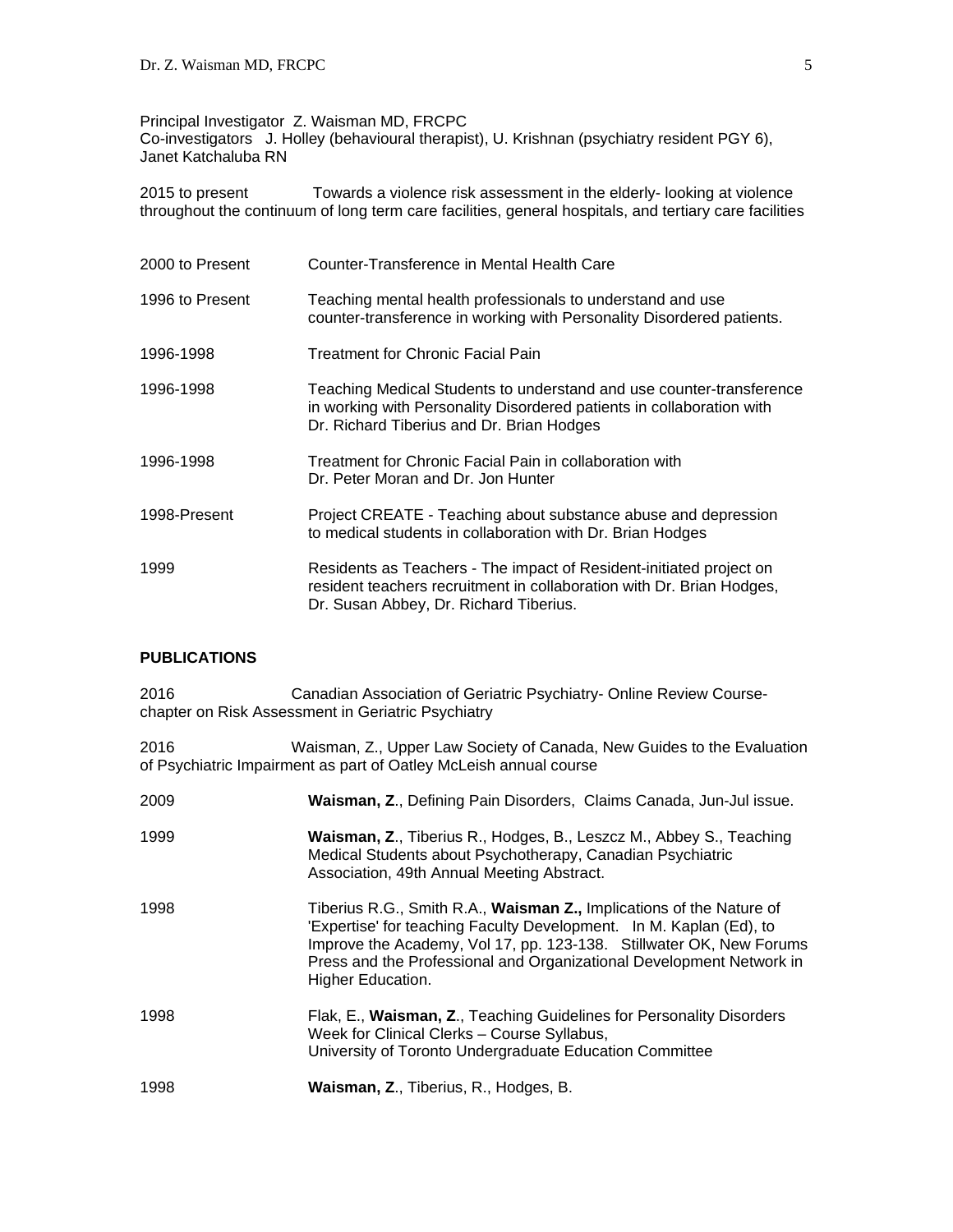Principal Investigator Z. Waisman MD, FRCPC
Co-investigators J. Holley (behavioural therapist), U. Krishnan (psychiatry resident PGY 6), Janet Katchaluba RN

2015 to present Towards a violence risk assessment in the elderly- looking at violence throughout the continuum of long term care facilities, general hospitals, and tertiary care facilities

2000 to Present Counter-Transference in Mental Health Care

1996 to Present Teaching mental health professionals to understand and use counter-transference in working with Personality Disordered patients.

1996-1998 Treatment for Chronic Facial Pain

1996-1998 Teaching Medical Students to understand and use counter-transference in working with Personality Disordered patients in collaboration with Dr. Richard Tiberius and Dr. Brian Hodges

1996-1998 Treatment for Chronic Facial Pain in collaboration with Dr. Peter Moran and Dr. Jon Hunter

1998-Present Project CREATE - Teaching about substance abuse and depression to medical students in collaboration with Dr. Brian Hodges

1999 Residents as Teachers - The impact of Resident-initiated project on resident teachers recruitment in collaboration with Dr. Brian Hodges, Dr. Susan Abbey, Dr. Richard Tiberius.

**PUBLICATIONS**

2016 Canadian Association of Geriatric Psychiatry- Online Review Course- chapter on Risk Assessment in Geriatric Psychiatry

2016 Waisman, Z., Upper Law Society of Canada, New Guides to the Evaluation of Psychiatric Impairment as part of Oatley McLeish annual course

2009 **Waisman, Z**., Defining Pain Disorders, Claims Canada, Jun-Jul issue.

1999 **Waisman, Z**., Tiberius R., Hodges, B., Leszcz M., Abbey S., Teaching Medical Students about Psychotherapy, Canadian Psychiatric Association, 49th Annual Meeting Abstract.

1998 Tiberius R.G., Smith R.A., **Waisman Z.,** Implications of the Nature of 'Expertise' for teaching Faculty Development. In M. Kaplan (Ed), to Improve the Academy, Vol 17, pp. 123-138. Stillwater OK, New Forums Press and the Professional and Organizational Development Network in Higher Education.

1998 Flak, E., **Waisman, Z**., Teaching Guidelines for Personality Disorders Week for Clinical Clerks – Course Syllabus, University of Toronto Undergraduate Education Committee

1998 **Waisman, Z**., Tiberius, R., Hodges, B.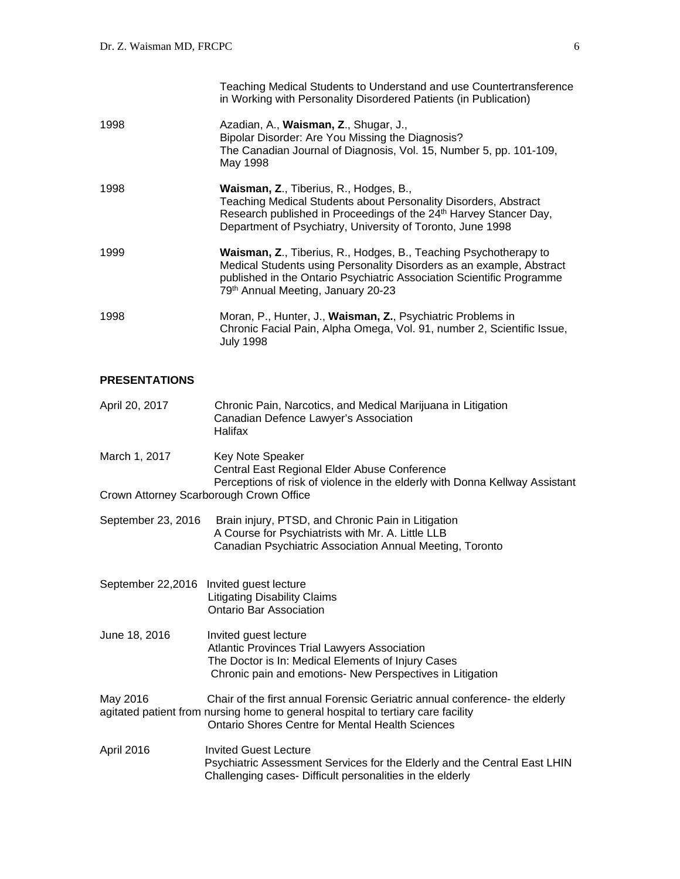Teaching Medical Students to Understand and use Countertransference in Working with Personality Disordered Patients (in Publication)

1998 Azadian, A., **Waisman, Z**., Shugar, J., Bipolar Disorder: Are You Missing the Diagnosis? The Canadian Journal of Diagnosis, Vol. 15, Number 5, pp. 101-109, May 1998

1998 **Waisman, Z**., Tiberius, R., Hodges, B., Teaching Medical Students about Personality Disorders, Abstract Research published in Proceedings of the 24th Harvey Stancer Day, Department of Psychiatry, University of Toronto, June 1998

1999 **Waisman, Z**., Tiberius, R., Hodges, B., Teaching Psychotherapy to Medical Students using Personality Disorders as an example, Abstract published in the Ontario Psychiatric Association Scientific Programme 79th Annual Meeting, January 20-23

1998 Moran, P., Hunter, J., **Waisman, Z.**, Psychiatric Problems in Chronic Facial Pain, Alpha Omega, Vol. 91, number 2, Scientific Issue, July 1998

**PRESENTATIONS**

April 20, 2017 Chronic Pain, Narcotics, and Medical Marijuana in Litigation
Canadian Defence Lawyer's Association
Halifax

March 1, 2017 Key Note Speaker
Central East Regional Elder Abuse Conference
Perceptions of risk of violence in the elderly with Donna Kellway Assistant Crown Attorney Scarborough Crown Office

September 23, 2016 Brain injury, PTSD, and Chronic Pain in Litigation
A Course for Psychiatrists with Mr. A. Little LLB
Canadian Psychiatric Association Annual Meeting, Toronto

September 22,2016 Invited guest lecture
Litigating Disability Claims
Ontario Bar Association

June 18, 2016 Invited guest lecture
Atlantic Provinces Trial Lawyers Association
The Doctor is In: Medical Elements of Injury Cases
Chronic pain and emotions- New Perspectives in Litigation

May 2016 Chair of the first annual Forensic Geriatric annual conference- the elderly agitated patient from nursing home to general hospital to tertiary care facility
Ontario Shores Centre for Mental Health Sciences

April 2016 Invited Guest Lecture
Psychiatric Assessment Services for the Elderly and the Central East LHIN
Challenging cases- Difficult personalities in the elderly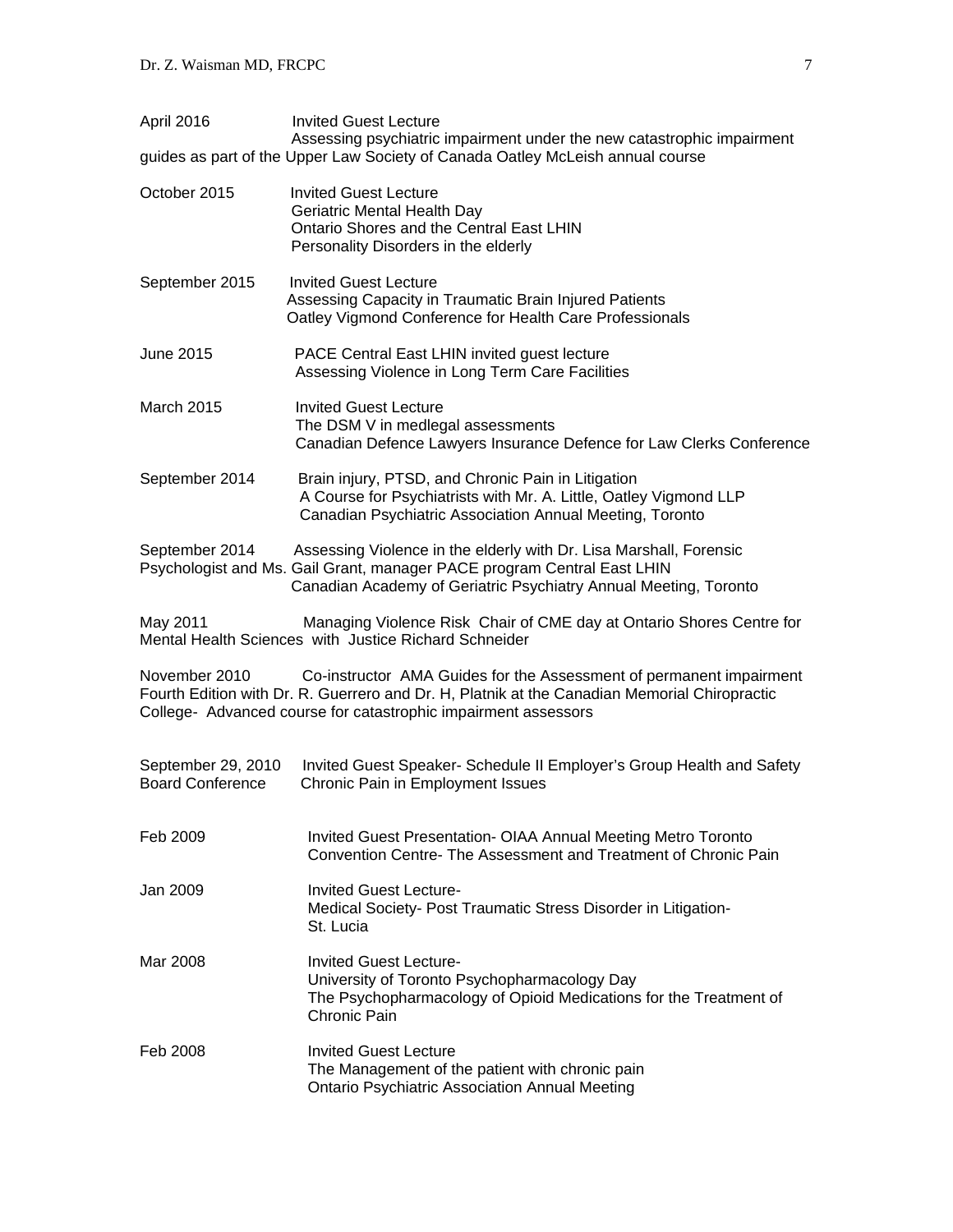April 2016 Invited Guest Lecture
Assessing psychiatric impairment under the new catastrophic impairment guides as part of the Upper Law Society of Canada Oatley McLeish annual course

October 2015 Invited Guest Lecture
Geriatric Mental Health Day
Ontario Shores and the Central East LHIN
Personality Disorders in the elderly

September 2015 Invited Guest Lecture
Assessing Capacity in Traumatic Brain Injured Patients
Oatley Vigmond Conference for Health Care Professionals

June 2015 PACE Central East LHIN invited guest lecture
Assessing Violence in Long Term Care Facilities

March 2015 Invited Guest Lecture
The DSM V in medlegal assessments
Canadian Defence Lawyers Insurance Defence for Law Clerks Conference

September 2014 Brain injury, PTSD, and Chronic Pain in Litigation
A Course for Psychiatrists with Mr. A. Little, Oatley Vigmond LLP
Canadian Psychiatric Association Annual Meeting, Toronto

September 2014 Assessing Violence in the elderly with Dr. Lisa Marshall, Forensic Psychologist and Ms. Gail Grant, manager PACE program Central East LHIN
Canadian Academy of Geriatric Psychiatry Annual Meeting, Toronto

May 2011 Managing Violence Risk Chair of CME day at Ontario Shores Centre for Mental Health Sciences with Justice Richard Schneider

November 2010 Co-instructor AMA Guides for the Assessment of permanent impairment Fourth Edition with Dr. R. Guerrero and Dr. H, Platnik at the Canadian Memorial Chiropractic College- Advanced course for catastrophic impairment assessors

September 29, 2010 Board Conference Invited Guest Speaker- Schedule II Employer's Group Health and Safety
Chronic Pain in Employment Issues

Feb 2009 Invited Guest Presentation- OIAA Annual Meeting Metro Toronto Convention Centre- The Assessment and Treatment of Chronic Pain

Jan 2009 Invited Guest Lecture-
Medical Society- Post Traumatic Stress Disorder in Litigation-
St. Lucia

Mar 2008 Invited Guest Lecture-
University of Toronto Psychopharmacology Day
The Psychopharmacology of Opioid Medications for the Treatment of Chronic Pain

Feb 2008 Invited Guest Lecture
The Management of the patient with chronic pain
Ontario Psychiatric Association Annual Meeting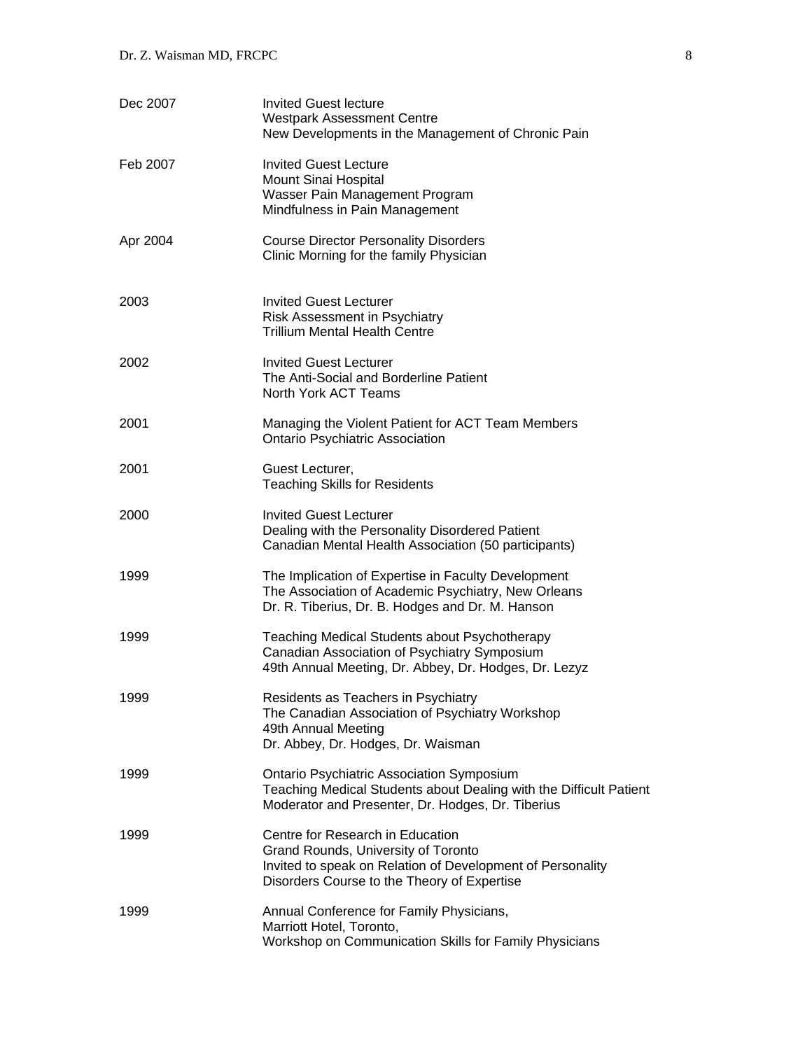| | |
|---|---|
| Dec 2007 | Invited Guest lecture<br>Westpark Assessment Centre<br>New Developments in the Management of Chronic Pain |
| Feb 2007 | Invited Guest Lecture<br>Mount Sinai Hospital<br>Wasser Pain Management Program<br>Mindfulness in Pain Management |
| Apr 2004 | Course Director Personality Disorders<br>Clinic Morning for the family Physician |
| 2003 | Invited Guest Lecturer<br>Risk Assessment in Psychiatry<br>Trillium Mental Health Centre |
| 2002 | Invited Guest Lecturer<br>The Anti-Social and Borderline Patient<br>North York ACT Teams |
| 2001 | Managing the Violent Patient for ACT Team Members<br>Ontario Psychiatric Association |
| 2001 | Guest Lecturer,<br>Teaching Skills for Residents |
| 2000 | Invited Guest Lecturer<br>Dealing with the Personality Disordered Patient<br>Canadian Mental Health Association (50 participants) |
| 1999 | The Implication of Expertise in Faculty Development<br>The Association of Academic Psychiatry, New Orleans<br>Dr. R. Tiberius, Dr. B. Hodges and Dr. M. Hanson |
| 1999 | Teaching Medical Students about Psychotherapy<br>Canadian Association of Psychiatry Symposium<br>49th Annual Meeting, Dr. Abbey, Dr. Hodges, Dr. Lezyz |
| 1999 | Residents as Teachers in Psychiatry<br>The Canadian Association of Psychiatry Workshop<br>49th Annual Meeting<br>Dr. Abbey, Dr. Hodges, Dr. Waisman |
| 1999 | Ontario Psychiatric Association Symposium<br>Teaching Medical Students about Dealing with the Difficult Patient<br>Moderator and Presenter, Dr. Hodges, Dr. Tiberius |
| 1999 | Centre for Research in Education<br>Grand Rounds, University of Toronto<br>Invited to speak on Relation of Development of Personality Disorders Course to the Theory of Expertise |
| 1999 | Annual Conference for Family Physicians,<br>Marriott Hotel, Toronto,<br>Workshop on Communication Skills for Family Physicians |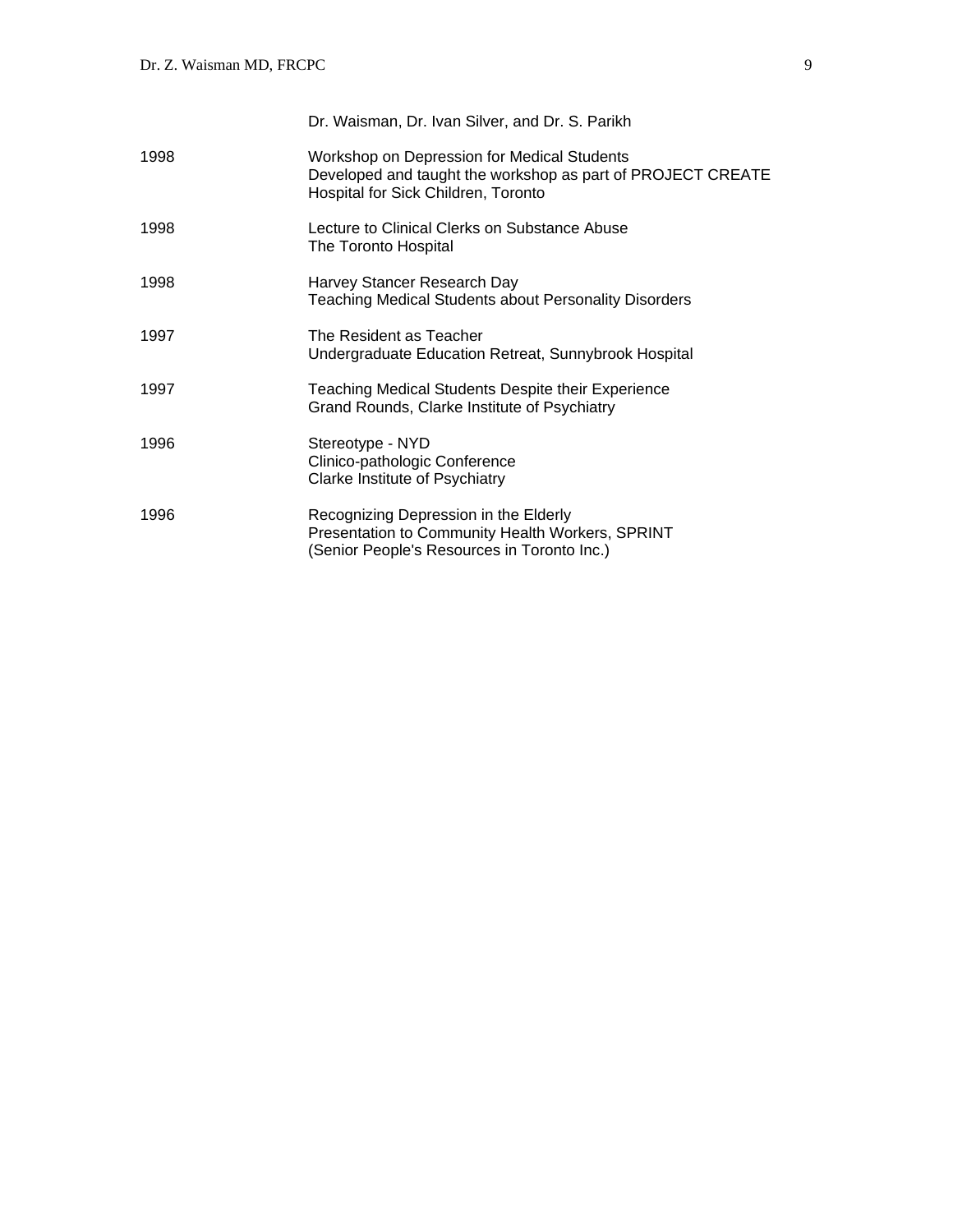| | |
|---|---|
| | Dr. Waisman, Dr. Ivan Silver, and Dr. S. Parikh |
| 1998 | Workshop on Depression for Medical Students<br>Developed and taught the workshop as part of PROJECT CREATE<br>Hospital for Sick Children, Toronto |
| 1998 | Lecture to Clinical Clerks on Substance Abuse<br>The Toronto Hospital |
| 1998 | Harvey Stancer Research Day<br>Teaching Medical Students about Personality Disorders |
| 1997 | The Resident as Teacher<br>Undergraduate Education Retreat, Sunnybrook Hospital |
| 1997 | Teaching Medical Students Despite their Experience<br>Grand Rounds, Clarke Institute of Psychiatry |
| 1996 | Stereotype - NYD<br>Clinico-pathologic Conference<br>Clarke Institute of Psychiatry |
| 1996 | Recognizing Depression in the Elderly<br>Presentation to Community Health Workers, SPRINT<br>(Senior People's Resources in Toronto Inc.) |